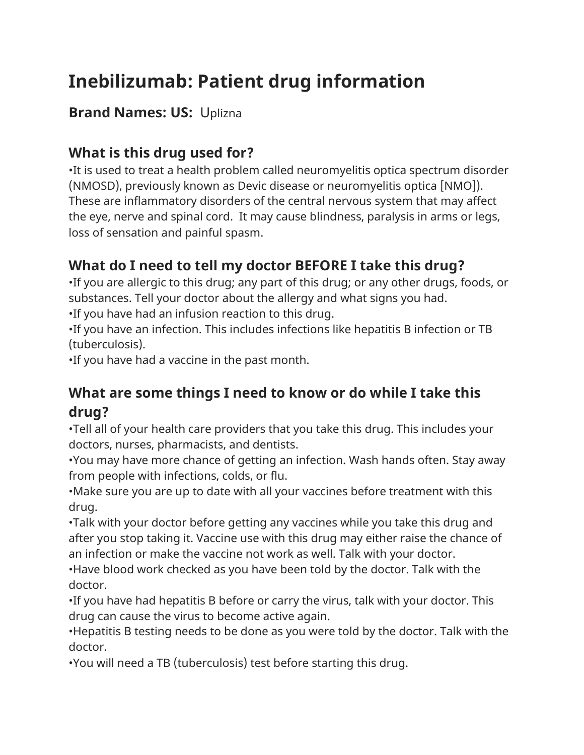# Inebilizumab: Patient drug information

**Brand Names: US:** Uplizna

## What is this drug used for?

•It is used to treat a health problem called neuromyelitis optica spectrum disorder (NMOSD), previously known as Devic disease or neuromyelitis optica [NMO]). These are inflammatory disorders of the central nervous system that may affect the eye, nerve and spinal cord. It may cause blindness, paralysis in arms or legs, loss of sensation and painful spasm.

## What do I need to tell my doctor BEFORE I take this drug?

•If you are allergic to this drug; any part of this drug; or any other drugs, foods, or substances. Tell your doctor about the allergy and what signs you had.
•If you have had an infusion reaction to this drug.
•If you have an infection. This includes infections like hepatitis B infection or TB (tuberculosis).
•If you have had a vaccine in the past month.

## What are some things I need to know or do while I take this drug?

•Tell all of your health care providers that you take this drug. This includes your doctors, nurses, pharmacists, and dentists.
•You may have more chance of getting an infection. Wash hands often. Stay away from people with infections, colds, or flu.
•Make sure you are up to date with all your vaccines before treatment with this drug.
•Talk with your doctor before getting any vaccines while you take this drug and after you stop taking it. Vaccine use with this drug may either raise the chance of an infection or make the vaccine not work as well. Talk with your doctor.
•Have blood work checked as you have been told by the doctor. Talk with the doctor.
•If you have had hepatitis B before or carry the virus, talk with your doctor. This drug can cause the virus to become active again.
•Hepatitis B testing needs to be done as you were told by the doctor. Talk with the doctor.
•You will need a TB (tuberculosis) test before starting this drug.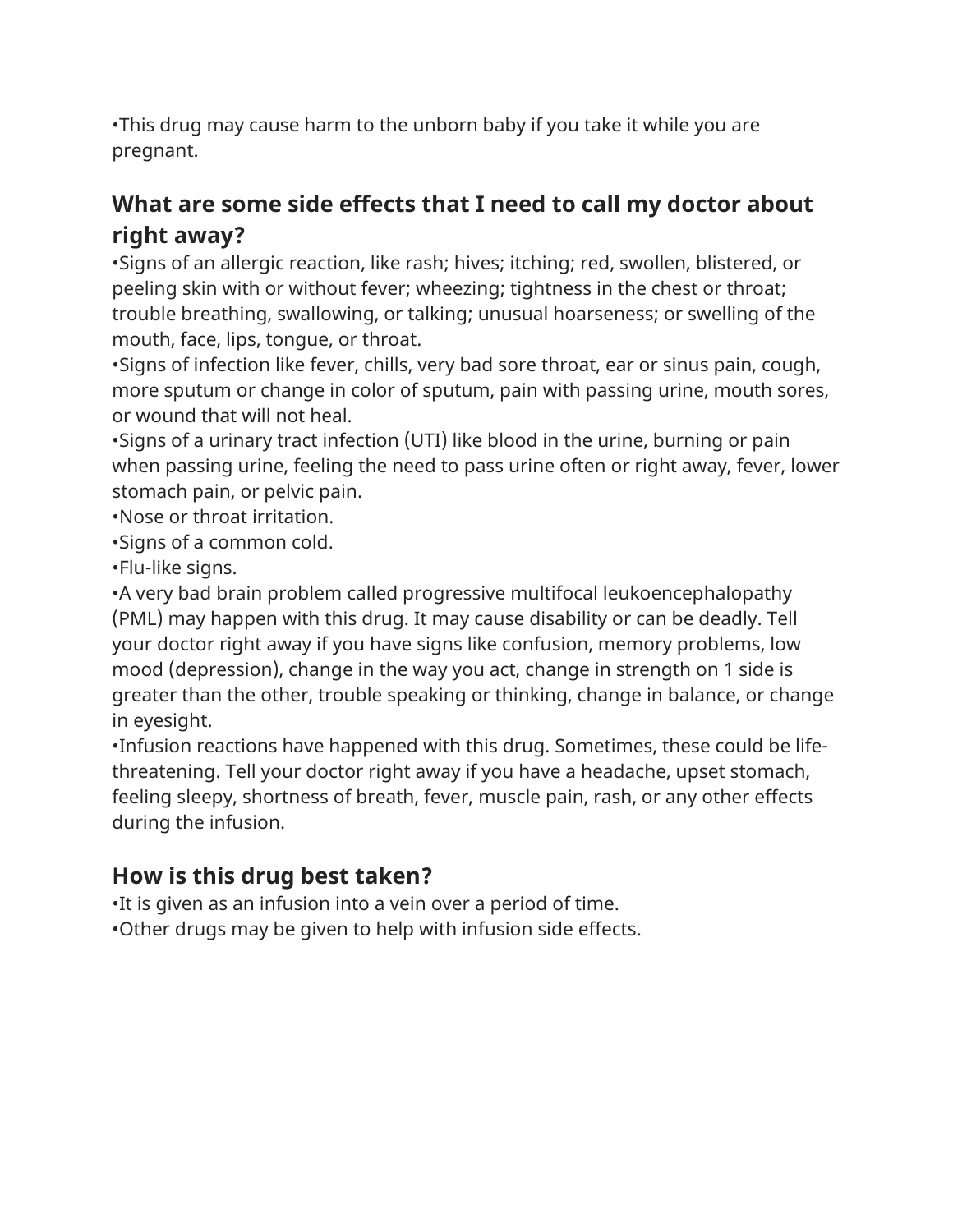•This drug may cause harm to the unborn baby if you take it while you are pregnant.

## What are some side effects that I need to call my doctor about right away?

•Signs of an allergic reaction, like rash; hives; itching; red, swollen, blistered, or peeling skin with or without fever; wheezing; tightness in the chest or throat; trouble breathing, swallowing, or talking; unusual hoarseness; or swelling of the mouth, face, lips, tongue, or throat.
•Signs of infection like fever, chills, very bad sore throat, ear or sinus pain, cough, more sputum or change in color of sputum, pain with passing urine, mouth sores, or wound that will not heal.
•Signs of a urinary tract infection (UTI) like blood in the urine, burning or pain when passing urine, feeling the need to pass urine often or right away, fever, lower stomach pain, or pelvic pain.
•Nose or throat irritation.
•Signs of a common cold.
•Flu-like signs.
•A very bad brain problem called progressive multifocal leukoencephalopathy (PML) may happen with this drug. It may cause disability or can be deadly. Tell your doctor right away if you have signs like confusion, memory problems, low mood (depression), change in the way you act, change in strength on 1 side is greater than the other, trouble speaking or thinking, change in balance, or change in eyesight.
•Infusion reactions have happened with this drug. Sometimes, these could be life-threatening. Tell your doctor right away if you have a headache, upset stomach, feeling sleepy, shortness of breath, fever, muscle pain, rash, or any other effects during the infusion.

## How is this drug best taken?

•It is given as an infusion into a vein over a period of time.
•Other drugs may be given to help with infusion side effects.